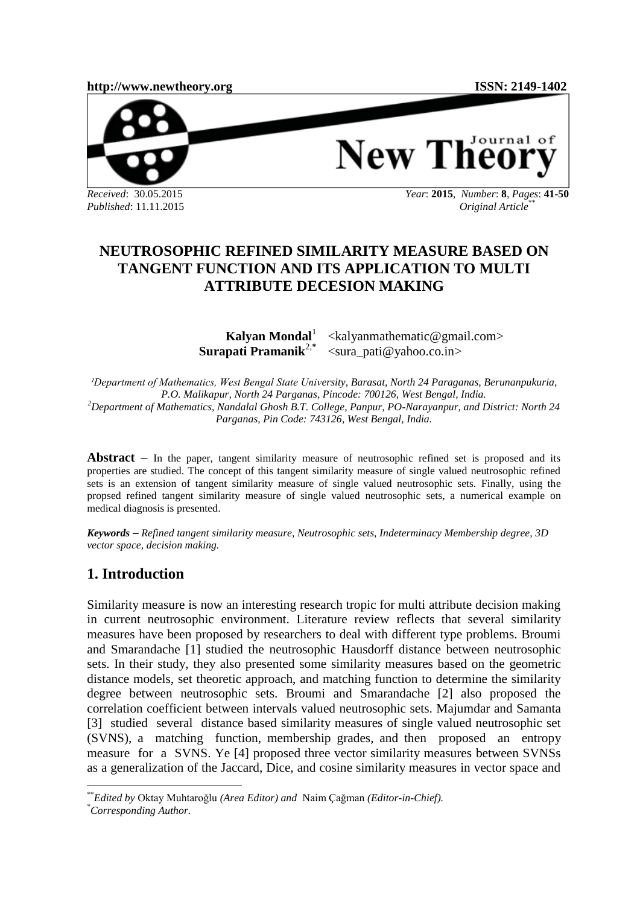# NEUTROSOPHIC REFINED SIMILARITY MEASURE BASED ON TANGENT FUNCTION AND ITS APPLICATION TO MULTI ATTRIBUTE DECESION MAKING

**Kalyan Mondal**[1] <kalyanmathematic@gmail.com>
**Surapati Pramanik**[2,*] <sura_pati@yahoo.co.in>

*[1]Department of Mathematics, West Bengal State University, Barasat, North 24 Paraganas, Berunanpukuria, P.O. Malikapur, North 24 Parganas, Pincode: 700126, West Bengal, India.*
*[2]Department of Mathematics, Nandalal Ghosh B.T. College, Panpur, PO-Narayanpur, and District: North 24 Parganas, Pin Code: 743126, West Bengal, India.*

**Abstract –** In the paper, tangent similarity measure of neutrosophic refined set is proposed and its properties are studied. The concept of this tangent similarity measure of single valued neutrosophic refined sets is an extension of tangent similarity measure of single valued neutrosophic sets. Finally, using the propsed refined tangent similarity measure of single valued neutrosophic sets, a numerical example on medical diagnosis is presented.

***Keywords –*** *Refined tangent similarity measure, Neutrosophic sets, Indeterminacy Membership degree, 3D vector space, decision making.*

## 1. Introduction

Similarity measure is now an interesting research tropic for multi attribute decision making in current neutrosophic environment. Literature review reflects that several similarity measures have been proposed by researchers to deal with different type problems. Broumi and Smarandache [1] studied the neutrosophic Hausdorff distance between neutrosophic sets. In their study, they also presented some similarity measures based on the geometric distance models, set theoretic approach, and matching function to determine the similarity degree between neutrosophic sets. Broumi and Smarandache [2] also proposed the correlation coefficient between intervals valued neutrosophic sets. Majumdar and Samanta [3] studied several distance based similarity measures of single valued neutrosophic set (SVNS), a matching function, membership grades, and then proposed an entropy measure for a SVNS. Ye [4] proposed three vector similarity measures between SVNSs as a generalization of the Jaccard, Dice, and cosine similarity measures in vector space and

** *Edited by* Oktay Muhtaroğlu *(Area Editor) and* Naim Çağman *(Editor-in-Chief).*
\* *Corresponding Author.*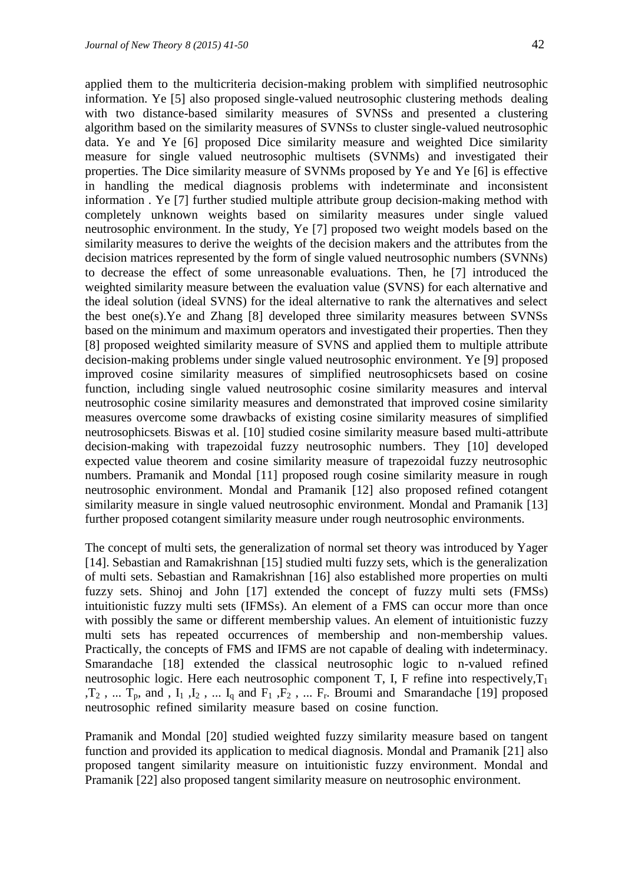applied them to the multicriteria decision-making problem with simplified neutrosophic information. Ye [5] also proposed single-valued neutrosophic clustering methods dealing with two distance-based similarity measures of SVNSs and presented a clustering algorithm based on the similarity measures of SVNSs to cluster single-valued neutrosophic data. Ye and Ye [6] proposed Dice similarity measure and weighted Dice similarity measure for single valued neutrosophic multisets (SVNMs) and investigated their properties. The Dice similarity measure of SVNMs proposed by Ye and Ye [6] is effective in handling the medical diagnosis problems with indeterminate and inconsistent information . Ye [7] further studied multiple attribute group decision-making method with completely unknown weights based on similarity measures under single valued neutrosophic environment. In the study, Ye [7] proposed two weight models based on the similarity measures to derive the weights of the decision makers and the attributes from the decision matrices represented by the form of single valued neutrosophic numbers (SVNNs) to decrease the effect of some unreasonable evaluations. Then, he [7] introduced the weighted similarity measure between the evaluation value (SVNS) for each alternative and the ideal solution (ideal SVNS) for the ideal alternative to rank the alternatives and select the best one(s).Ye and Zhang [8] developed three similarity measures between SVNSs based on the minimum and maximum operators and investigated their properties. Then they [8] proposed weighted similarity measure of SVNS and applied them to multiple attribute decision-making problems under single valued neutrosophic environment. Ye [9] proposed improved cosine similarity measures of simplified neutrosophicsets based on cosine function, including single valued neutrosophic cosine similarity measures and interval neutrosophic cosine similarity measures and demonstrated that improved cosine similarity measures overcome some drawbacks of existing cosine similarity measures of simplified neutrosophicsets. Biswas et al. [10] studied cosine similarity measure based multi-attribute decision-making with trapezoidal fuzzy neutrosophic numbers. They [10] developed expected value theorem and cosine similarity measure of trapezoidal fuzzy neutrosophic numbers. Pramanik and Mondal [11] proposed rough cosine similarity measure in rough neutrosophic environment. Mondal and Pramanik [12] also proposed refined cotangent similarity measure in single valued neutrosophic environment. Mondal and Pramanik [13] further proposed cotangent similarity measure under rough neutrosophic environments.

The concept of multi sets, the generalization of normal set theory was introduced by Yager [14]. Sebastian and Ramakrishnan [15] studied multi fuzzy sets, which is the generalization of multi sets. Sebastian and Ramakrishnan [16] also established more properties on multi fuzzy sets. Shinoj and John [17] extended the concept of fuzzy multi sets (FMSs) intuitionistic fuzzy multi sets (IFMSs). An element of a FMS can occur more than once with possibly the same or different membership values. An element of intuitionistic fuzzy multi sets has repeated occurrences of membership and non-membership values. Practically, the concepts of FMS and IFMS are not capable of dealing with indeterminacy. Smarandache [18] extended the classical neutrosophic logic to n-valued refined neutrosophic logic. Here each neutrosophic component T, I, F refine into respectively, $T_1$ , $T_2$ , ... $T_p$, and , $I_1$ , $I_2$ , ... $I_q$ and $F_1$ , $F_2$ , ... $F_r$. Broumi and Smarandache [19] proposed neutrosophic refined similarity measure based on cosine function.

Pramanik and Mondal [20] studied weighted fuzzy similarity measure based on tangent function and provided its application to medical diagnosis. Mondal and Pramanik [21] also proposed tangent similarity measure on intuitionistic fuzzy environment. Mondal and Pramanik [22] also proposed tangent similarity measure on neutrosophic environment.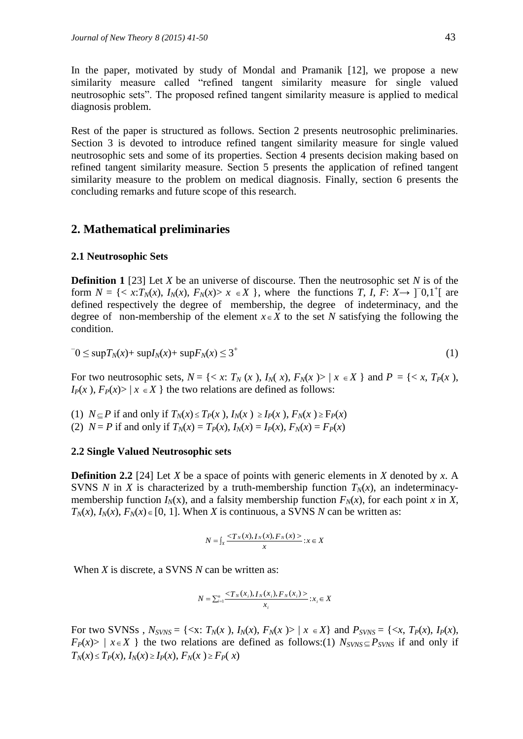In the paper, motivated by study of Mondal and Pramanik [12], we propose a new similarity measure called "refined tangent similarity measure for single valued neutrosophic sets". The proposed refined tangent similarity measure is applied to medical diagnosis problem.

Rest of the paper is structured as follows. Section 2 presents neutrosophic preliminaries. Section 3 is devoted to introduce refined tangent similarity measure for single valued neutrosophic sets and some of its properties. Section 4 presents decision making based on refined tangent similarity measure. Section 5 presents the application of refined tangent similarity measure to the problem on medical diagnosis. Finally, section 6 presents the concluding remarks and future scope of this research.

## 2. Mathematical preliminaries

### 2.1 Neutrosophic Sets

**Definition 1** [23] Let $X$ be an universe of discourse. Then the neutrosophic set $N$ is of the form $N = \{< x{:}T_N(x), I_N(x), F_N(x)> x \in X\}$, where the functions $T, I, F: X \rightarrow ]^{-}0,1^{+}[$ are defined respectively the degree of membership, the degree of indeterminacy, and the degree of non-membership of the element $x \in X$ to the set $N$ satisfying the following condition.

$$^{-}0 \le \sup T_N(x) + \sup I_N(x) + \sup F_N(x) \le 3^{+} \tag{1}$$

For two neutrosophic sets, $N = \{< x{:}\ T_N(x), I_N(x), F_N(x)> \mid x \in X\}$ and $P = \{< x, T_P(x), I_P(x), F_P(x)> \mid x \in X\}$ the two relations are defined as follows:

(1) $N \subseteq P$ if and only if $T_N(x) \le T_P(x)$, $I_N(x) \ge I_P(x)$, $F_N(x) \ge F_P(x)$
(2) $N = P$ if and only if $T_N(x) = T_P(x)$, $I_N(x) = I_P(x)$, $F_N(x) = F_P(x)$

### 2.2 Single Valued Neutrosophic sets

**Definition 2.2** [24] Let $X$ be a space of points with generic elements in $X$ denoted by $x$. A SVNS $N$ in $X$ is characterized by a truth-membership function $T_N(x)$, an indeterminacy-membership function $I_N(x)$, and a falsity membership function $F_N(x)$, for each point $x$ in $X$, $T_N(x), I_N(x), F_N(x) \in [0, 1]$. When $X$ is continuous, a SVNS $N$ can be written as:

$$N = \int_X \frac{<T_N(x), I_N(x), F_N(x)>}{x} : x \in X$$

When $X$ is discrete, a SVNS $N$ can be written as:

$$N = \sum_{i=1}^{n} \frac{<T_N(x_i), I_N(x_i), F_N(x_i)>}{x_i} : x_i \in X$$

For two SVNSs , $N_{SVNS} = \{<x{:}\ T_N(x), I_N(x), F_N(x)> \mid x \in X\}$ and $P_{SVNS} = \{<x, T_P(x), I_P(x), F_P(x)> \mid x \in X\}$ the two relations are defined as follows:(1) $N_{SVNS} \subseteq P_{SVNS}$ if and only if $T_N(x) \le T_P(x)$, $I_N(x) \ge I_P(x)$, $F_N(x) \ge F_P(x)$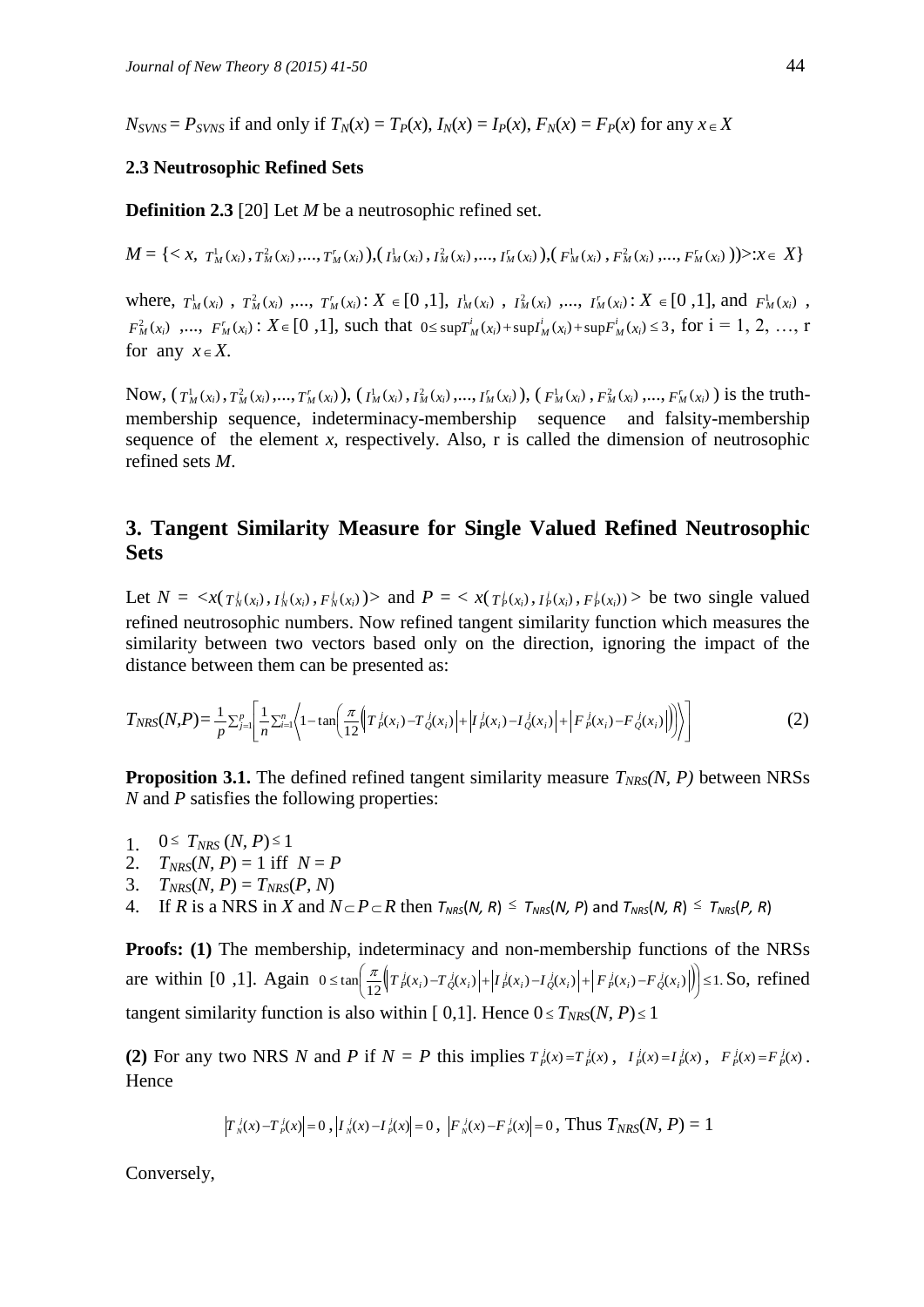$N_{SVNS} = P_{SVNS}$ if and only if $T_N(x) = T_P(x)$, $I_N(x) = I_P(x)$, $F_N(x) = F_P(x)$ for any $x \in X$

### 2.3 Neutrosophic Refined Sets

**Definition 2.3** [20] Let $M$ be a neutrosophic refined set.

$M = \{< x, (T_M^1(x_i), T_M^2(x_i), ..., T_M^r(x_i)), (I_M^1(x_i), I_M^2(x_i), ..., I_M^r(x_i)), (F_M^1(x_i), F_M^2(x_i), ..., F_M^r(x_i))>: x \in X\}$

where, $T_M^1(x_i)$, $T_M^2(x_i)$, ..., $T_M^r(x_i)$: $X \in [0,1]$, $I_M^1(x_i)$, $I_M^2(x_i)$, ..., $I_M^r(x_i)$: $X \in [0,1]$, and $F_M^1(x_i)$, $F_M^2(x_i)$, ..., $F_M^r(x_i)$: $X \in [0,1]$, such that $0 \le \sup T_M^i(x_i) + \sup I_M^i(x_i) + \sup F_M^i(x_i) \le 3$, for i = 1, 2, …, r for any $x \in X$.

Now, $(T_M^1(x_i), T_M^2(x_i), ..., T_M^r(x_i))$, $(I_M^1(x_i), I_M^2(x_i), ..., I_M^r(x_i))$, $(F_M^1(x_i), F_M^2(x_i), ..., F_M^r(x_i))$ is the truth-membership sequence, indeterminacy-membership sequence and falsity-membership sequence of the element $x$, respectively. Also, r is called the dimension of neutrosophic refined sets $M$.

## 3. Tangent Similarity Measure for Single Valued Refined Neutrosophic Sets

Let $N = <x(T_N^j(x_i), I_N^j(x_i), F_N^j(x_i))>$ and $P = <x(T_P^j(x_i), I_P^j(x_i), F_P^j(x_i))>$ be two single valued refined neutrosophic numbers. Now refined tangent similarity function which measures the similarity between two vectors based only on the direction, ignoring the impact of the distance between them can be presented as:

$$T_{NRS}(N,P) = \frac{1}{p}\sum_{j=1}^{p}\left[\frac{1}{n}\sum_{i=1}^{n}\left\langle 1-\tan\left(\frac{\pi}{12}\left(\left|T_P^j(x_i)-T_Q^j(x_i)\right|+\left|I_P^j(x_i)-I_Q^j(x_i)\right|+\left|F_P^j(x_i)-F_Q^j(x_i)\right|\right)\right)\right\rangle\right] \quad (2)$$

**Proposition 3.1.** The defined refined tangent similarity measure $T_{NRS}(N, P)$ between NRSs $N$ and $P$ satisfies the following properties:

1. $0 \le T_{NRS}(N, P) \le 1$
2. $T_{NRS}(N, P) = 1$ iff $N = P$
3. $T_{NRS}(N, P) = T_{NRS}(P, N)$
4. If $R$ is a NRS in $X$ and $N \subset P \subset R$ then $T_{NRS}(N, R) \le T_{NRS}(N, P)$ and $T_{NRS}(N, R) \le T_{NRS}(P, R)$

**Proofs: (1)** The membership, indeterminacy and non-membership functions of the NRSs are within [0 ,1]. Again $0 \le \tan\left(\frac{\pi}{12}\left(\left|T_P^j(x_i)-T_Q^j(x_i)\right|+\left|I_P^j(x_i)-I_Q^j(x_i)\right|+\left|F_P^j(x_i)-F_Q^j(x_i)\right|\right)\right) \le 1$. So, refined tangent similarity function is also within [ 0,1]. Hence $0 \le T_{NRS}(N, P) \le 1$

**(2)** For any two NRS $N$ and $P$ if $N = P$ this implies $T_P^j(x) = T_P^j(x)$, $I_P^j(x) = I_P^j(x)$, $F_P^j(x) = F_P^j(x)$. Hence

$$\left|T_N^j(x)-T_P^j(x)\right| = 0,\ \left|I_N^j(x)-I_P^j(x)\right| = 0,\ \left|F_N^j(x)-F_P^j(x)\right| = 0, \text{ Thus } T_{NRS}(N, P) = 1$$

Conversely,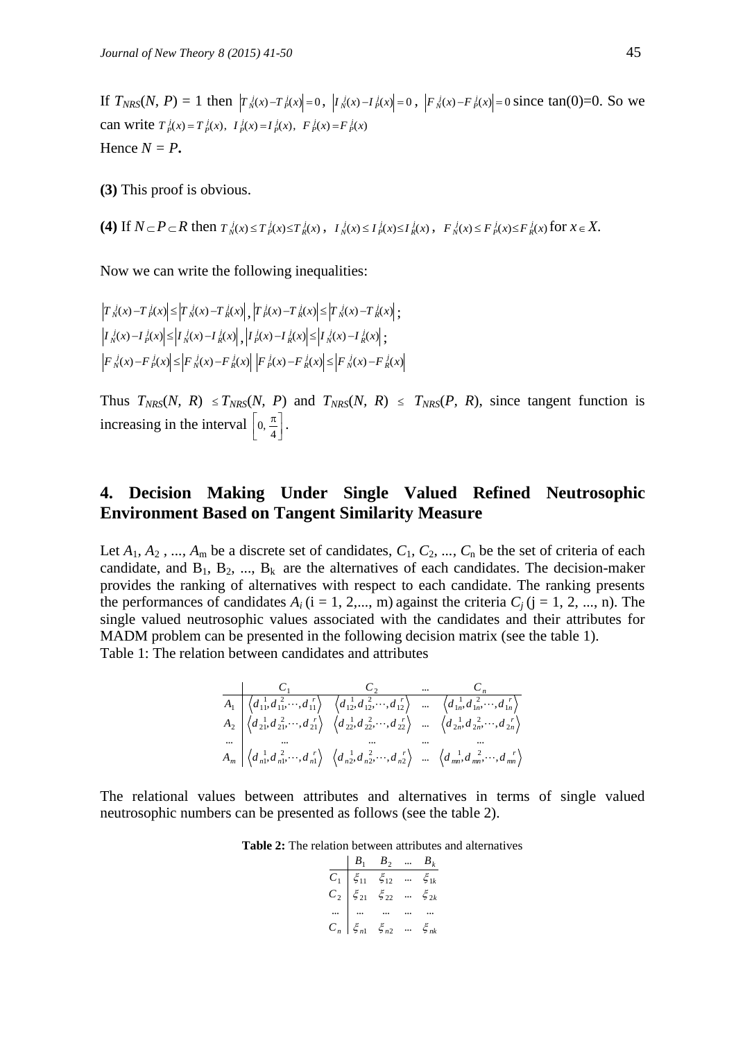If $T_{NRS}(N, P)$ = 1 then $\left|T_N^j(x) - T_P^j(x)\right| = 0$, $\left|I_N^j(x) - I_P^j(x)\right| = 0$, $\left|F_N^j(x) - F_P^j(x)\right| = 0$ since tan(0)=0. So we can write $T_P^j(x) = T_P^j(x),\ I_P^j(x) = I_P^j(x),\ F_P^j(x) = F_P^j(x)$

Hence $N = P$.

**(3)** This proof is obvious.

**(4)** If $N \subset P \subset R$ then $T_N^j(x) \le T_P^j(x) \le T_R^j(x)$, $I_N^j(x) \le I_P^j(x) \le I_R^j(x)$, $F_N^j(x) \le F_P^j(x) \le F_R^j(x)$ for $x \in X$.

Now we can write the following inequalities:

$\left|T_N^j(x) - T_P^j(x)\right| \le \left|T_N^j(x) - T_R^j(x)\right|$, $\left|T_P^j(x) - T_R^j(x)\right| \le \left|T_N^j(x) - T_R^j(x)\right|$;

$\left|I_N^j(x) - I_P^j(x)\right| \le \left|I_N^j(x) - I_R^j(x)\right|$, $\left|I_P^j(x) - I_R^j(x)\right| \le \left|I_N^j(x) - I_R^j(x)\right|$;

$\left|F_N^j(x) - F_P^j(x)\right| \le \left|F_N^j(x) - F_R^j(x)\right|$ $\left|F_P^j(x) - F_R^j(x)\right| \le \left|F_N^j(x) - F_R^j(x)\right|$

Thus $T_{NRS}(N, R) \le T_{NRS}(N, P)$ and $T_{NRS}(N, R) \le T_{NRS}(P, R)$, since tangent function is increasing in the interval $\left[0, \frac{\pi}{4}\right]$.

## 4. Decision Making Under Single Valued Refined Neutrosophic Environment Based on Tangent Similarity Measure

Let $A_1, A_2, ..., A_m$ be a discrete set of candidates, $C_1, C_2, ..., C_n$ be the set of criteria of each candidate, and $B_1, B_2, ..., B_k$ are the alternatives of each candidates. The decision-maker provides the ranking of alternatives with respect to each candidate. The ranking presents the performances of candidates $A_i$ (i = 1, 2,..., m) against the criteria $C_j$ (j = 1, 2, ..., n). The single valued neutrosophic values associated with the candidates and their attributes for MADM problem can be presented in the following decision matrix (see the table 1).

Table 1: The relation between candidates and attributes

| | $C_1$ | $C_2$ | ... | $C_n$ |
|---|---|---|---|---|
| $A_1$ | $\langle d_{11}^1, d_{11}^2, \cdots, d_{11}^r \rangle$ | $\langle d_{12}^1, d_{12}^2, \cdots, d_{12}^r \rangle$ | ... | $\langle d_{1n}^1, d_{1n}^2, \cdots, d_{1n}^r \rangle$ |
| $A_2$ | $\langle d_{21}^1, d_{21}^2, \cdots, d_{21}^r \rangle$ | $\langle d_{22}^1, d_{22}^2, \cdots, d_{22}^r \rangle$ | ... | $\langle d_{2n}^1, d_{2n}^2, \cdots, d_{2n}^r \rangle$ |
| ... | ... | ... | ... | ... |
| $A_m$ | $\langle d_{n1}^1, d_{n1}^2, \cdots, d_{n1}^r \rangle$ | $\langle d_{n2}^1, d_{n2}^2, \cdots, d_{n2}^r \rangle$ | ... | $\langle d_{mn}^1, d_{mn}^2, \cdots, d_{mn}^r \rangle$ |

The relational values between attributes and alternatives in terms of single valued neutrosophic numbers can be presented as follows (see the table 2).

**Table 2:** The relation between attributes and alternatives

| | $B_1$ | $B_2$ | ... | $B_k$ |
|---|---|---|---|---|
| $C_1$ | $\xi_{11}$ | $\xi_{12}$ | ... | $\xi_{1k}$ |
| $C_2$ | $\xi_{21}$ | $\xi_{22}$ | ... | $\xi_{2k}$ |
| ... | ... | ... | ... | ... |
| $C_n$ | $\xi_{n1}$ | $\xi_{n2}$ | ... | $\xi_{nk}$ |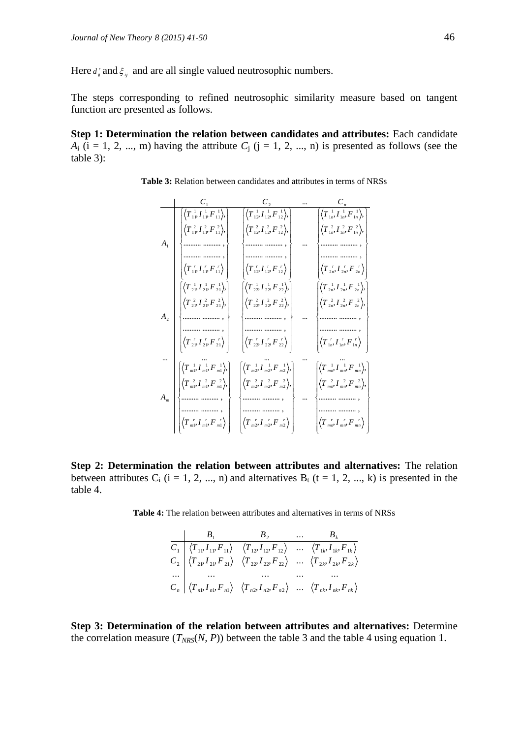Here $d_{ij}^{r}$ and $\xi_{ij}$ and are all single valued neutrosophic numbers.

The steps corresponding to refined neutrosophic similarity measure based on tangent function are presented as follows.

**Step 1: Determination the relation between candidates and attributes:** Each candidate $A_i$ (i = 1, 2, ..., m) having the attribute $C_j$ (j = 1, 2, ..., n) is presented as follows (see the table 3):

**Table 3:** Relation between candidates and attributes in terms of NRSs

| | $C_1$ | $C_2$ | ... | $C_n$ |
|---|---|---|---|---|
| $A_1$ | $\left\{\begin{array}{l}\langle T_{11}^{1}, I_{11}^{1}, F_{11}^{1}\rangle, \\ \langle T_{11}^{2}, I_{11}^{2}, F_{11}^{2}\rangle, \\ \ldots\ldots\ \ldots\ldots, \\ \ldots\ldots\ \ldots\ldots, \\ \langle T_{11}^{r}, I_{11}^{r}, F_{11}^{r}\rangle\end{array}\right\}$ | $\left\{\begin{array}{l}\langle T_{12}^{1}, I_{12}^{1}, F_{12}^{1}\rangle, \\ \langle T_{12}^{2}, I_{12}^{2}, F_{12}^{2}\rangle, \\ \ldots\ldots\ \ldots\ldots, \\ \ldots\ldots\ \ldots\ldots, \\ \langle T_{12}^{r}, I_{12}^{r}, F_{12}^{r}\rangle\end{array}\right\}$ | ... | $\left\{\begin{array}{l}\langle T_{1n}^{1}, I_{1n}^{1}, F_{1n}^{1}\rangle, \\ \langle T_{1n}^{2}, I_{1n}^{2}, F_{1n}^{2}\rangle, \\ \ldots\ldots\ \ldots\ldots, \\ \ldots\ldots\ \ldots\ldots, \\ \langle T_{2n}^{r}, I_{2n}^{r}, F_{2n}^{r}\rangle\end{array}\right\}$ |
| $A_2$ | $\left\{\begin{array}{l}\langle T_{21}^{1}, I_{21}^{1}, F_{21}^{1}\rangle, \\ \langle T_{21}^{2}, I_{21}^{2}, F_{21}^{2}\rangle, \\ \ldots\ldots\ \ldots\ldots, \\ \ldots\ldots\ \ldots\ldots, \\ \langle T_{21}^{r}, I_{21}^{r}, F_{21}^{r}\rangle\end{array}\right\}$ | $\left\{\begin{array}{l}\langle T_{22}^{1}, I_{22}^{1}, F_{22}^{1}\rangle, \\ \langle T_{22}^{2}, I_{22}^{2}, F_{22}^{2}\rangle, \\ \ldots\ldots\ \ldots\ldots, \\ \ldots\ldots\ \ldots\ldots, \\ \langle T_{22}^{r}, I_{22}^{r}, F_{22}^{r}\rangle\end{array}\right\}$ | ... | $\left\{\begin{array}{l}\langle T_{2n}^{1}, I_{2n}^{1}, F_{2n}^{1}\rangle, \\ \langle T_{2n}^{2}, I_{2n}^{2}, F_{2n}^{2}\rangle, \\ \ldots\ldots\ \ldots\ldots, \\ \ldots\ldots\ \ldots\ldots, \\ \langle T_{1n}^{r}, I_{1n}^{r}, F_{1n}^{r}\rangle\end{array}\right\}$ |
| ... | ... | ... | ... | ... |
| $A_m$ | $\left\{\begin{array}{l}\langle T_{m1}^{1}, I_{m1}^{1}, F_{m1}^{1}\rangle, \\ \langle T_{m1}^{2}, I_{m1}^{2}, F_{m1}^{2}\rangle, \\ \ldots\ldots\ \ldots\ldots, \\ \ldots\ldots\ \ldots\ldots, \\ \langle T_{m1}^{r}, I_{m1}^{r}, F_{m1}^{r}\rangle\end{array}\right\}$ | $\left\{\begin{array}{l}\langle T_{m2}^{1}, I_{m2}^{1}, F_{m2}^{1}\rangle, \\ \langle T_{m2}^{2}, I_{m2}^{2}, F_{m2}^{2}\rangle, \\ \ldots\ldots\ \ldots\ldots, \\ \ldots\ldots\ \ldots\ldots, \\ \langle T_{m2}^{r}, I_{m2}^{r}, F_{m2}^{r}\rangle\end{array}\right\}$ | ... | $\left\{\begin{array}{l}\langle T_{mn}^{1}, I_{mn}^{1}, F_{mn}^{1}\rangle, \\ \langle T_{mn}^{2}, I_{mn}^{2}, F_{mn}^{2}\rangle, \\ \ldots\ldots\ \ldots\ldots, \\ \ldots\ldots\ \ldots\ldots, \\ \langle T_{mn}^{r}, I_{mn}^{r}, F_{mn}^{r}\rangle\end{array}\right\}$ |

**Step 2: Determination the relation between attributes and alternatives:** The relation between attributes $C_i$ (i = 1, 2, ..., n) and alternatives $B_t$ (t = 1, 2, ..., k) is presented in the table 4.

**Table 4:** The relation between attributes and alternatives in terms of NRSs

| | $B_1$ | $B_2$ | ... | $B_k$ |
|---|---|---|---|---|
| $C_1$ | $\langle T_{11}, I_{11}, F_{11}\rangle$ | $\langle T_{12}, I_{12}, F_{12}\rangle$ | ... | $\langle T_{1k}, I_{1k}, F_{1k}\rangle$ |
| $C_2$ | $\langle T_{21}, I_{21}, F_{21}\rangle$ | $\langle T_{22}, I_{22}, F_{22}\rangle$ | ... | $\langle T_{2k}, I_{2k}, F_{2k}\rangle$ |
| ... | ... | ... | ... | ... |
| $C_n$ | $\langle T_{n1}, I_{n1}, F_{n1}\rangle$ | $\langle T_{n2}, I_{n2}, F_{n2}\rangle$ | ... | $\langle T_{nk}, I_{nk}, F_{nk}\rangle$ |

**Step 3: Determination of the relation between attributes and alternatives:** Determine the correlation measure ($T_{NRS}(N, P)$) between the table 3 and the table 4 using equation 1.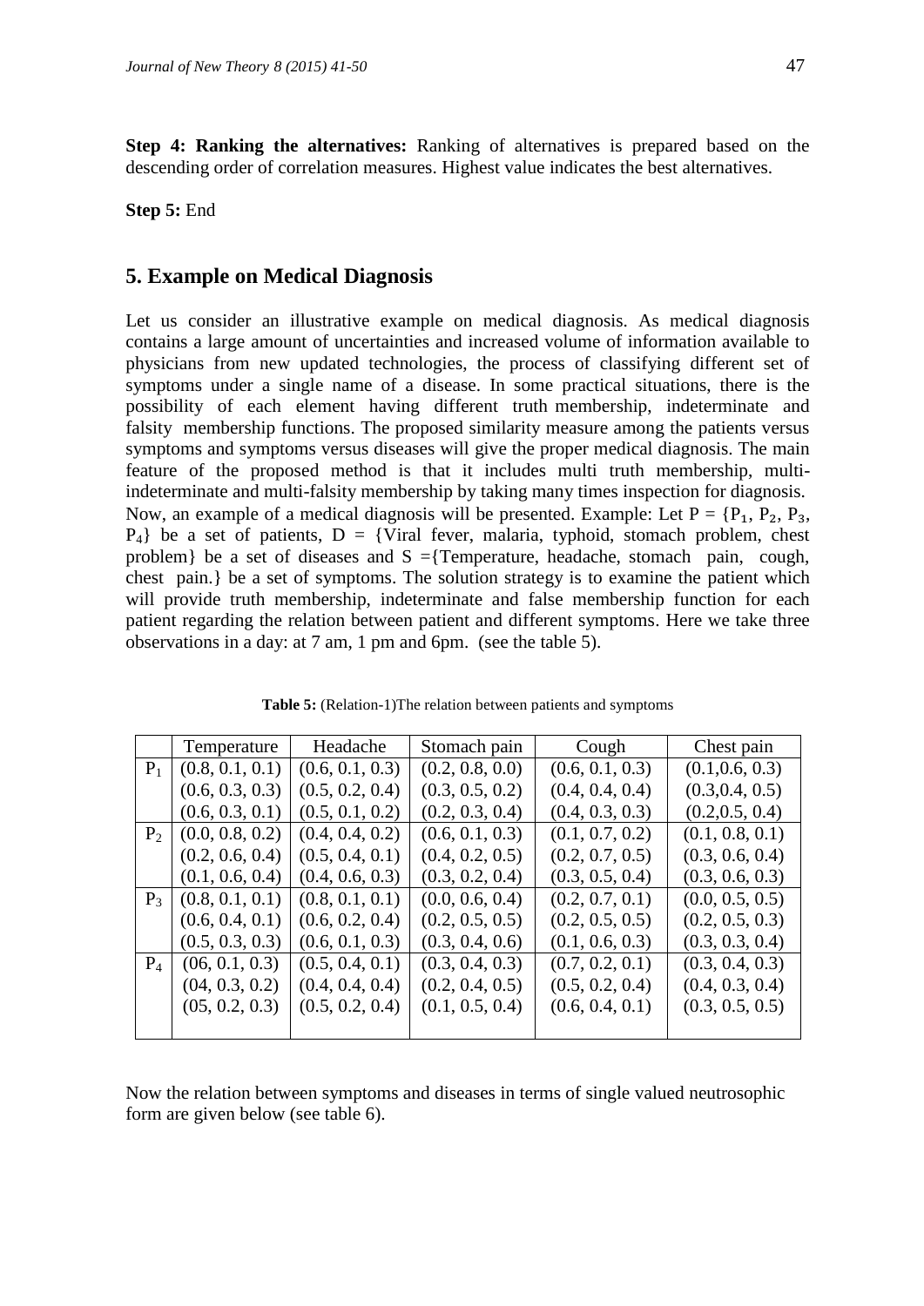**Step 4: Ranking the alternatives:** Ranking of alternatives is prepared based on the descending order of correlation measures. Highest value indicates the best alternatives.

**Step 5:** End

## 5. Example on Medical Diagnosis

Let us consider an illustrative example on medical diagnosis. As medical diagnosis contains a large amount of uncertainties and increased volume of information available to physicians from new updated technologies, the process of classifying different set of symptoms under a single name of a disease. In some practical situations, there is the possibility of each element having different truth membership, indeterminate and falsity membership functions. The proposed similarity measure among the patients versus symptoms and symptoms versus diseases will give the proper medical diagnosis. The main feature of the proposed method is that it includes multi truth membership, multi-indeterminate and multi-falsity membership by taking many times inspection for diagnosis. Now, an example of a medical diagnosis will be presented. Example: Let P = {$P_1$, $P_2$, $P_3$, $P_4$} be a set of patients, D = {Viral fever, malaria, typhoid, stomach problem, chest problem} be a set of diseases and S ={Temperature, headache, stomach pain, cough, chest pain.} be a set of symptoms. The solution strategy is to examine the patient which will provide truth membership, indeterminate and false membership function for each patient regarding the relation between patient and different symptoms. Here we take three observations in a day: at 7 am, 1 pm and 6pm. (see the table 5).

**Table 5:** (Relation-1)The relation between patients and symptoms

| | Temperature | Headache | Stomach pain | Cough | Chest pain |
|---|---|---|---|---|---|
| $P_1$ | (0.8, 0.1, 0.1) | (0.6, 0.1, 0.3) | (0.2, 0.8, 0.0) | (0.6, 0.1, 0.3) | (0.1,0.6, 0.3) |
| | (0.6, 0.3, 0.3) | (0.5, 0.2, 0.4) | (0.3, 0.5, 0.2) | (0.4, 0.4, 0.4) | (0.3,0.4, 0.5) |
| | (0.6, 0.3, 0.1) | (0.5, 0.1, 0.2) | (0.2, 0.3, 0.4) | (0.4, 0.3, 0.3) | (0.2,0.5, 0.4) |
| $P_2$ | (0.0, 0.8, 0.2) | (0.4, 0.4, 0.2) | (0.6, 0.1, 0.3) | (0.1, 0.7, 0.2) | (0.1, 0.8, 0.1) |
| | (0.2, 0.6, 0.4) | (0.5, 0.4, 0.1) | (0.4, 0.2, 0.5) | (0.2, 0.7, 0.5) | (0.3, 0.6, 0.4) |
| | (0.1, 0.6, 0.4) | (0.4, 0.6, 0.3) | (0.3, 0.2, 0.4) | (0.3, 0.5, 0.4) | (0.3, 0.6, 0.3) |
| $P_3$ | (0.8, 0.1, 0.1) | (0.8, 0.1, 0.1) | (0.0, 0.6, 0.4) | (0.2, 0.7, 0.1) | (0.0, 0.5, 0.5) |
| | (0.6, 0.4, 0.1) | (0.6, 0.2, 0.4) | (0.2, 0.5, 0.5) | (0.2, 0.5, 0.5) | (0.2, 0.5, 0.3) |
| | (0.5, 0.3, 0.3) | (0.6, 0.1, 0.3) | (0.3, 0.4, 0.6) | (0.1, 0.6, 0.3) | (0.3, 0.3, 0.4) |
| $P_4$ | (06, 0.1, 0.3) | (0.5, 0.4, 0.1) | (0.3, 0.4, 0.3) | (0.7, 0.2, 0.1) | (0.3, 0.4, 0.3) |
| | (04, 0.3, 0.2) | (0.4, 0.4, 0.4) | (0.2, 0.4, 0.5) | (0.5, 0.2, 0.4) | (0.4, 0.3, 0.4) |
| | (05, 0.2, 0.3) | (0.5, 0.2, 0.4) | (0.1, 0.5, 0.4) | (0.6, 0.4, 0.1) | (0.3, 0.5, 0.5) |

Now the relation between symptoms and diseases in terms of single valued neutrosophic form are given below (see table 6).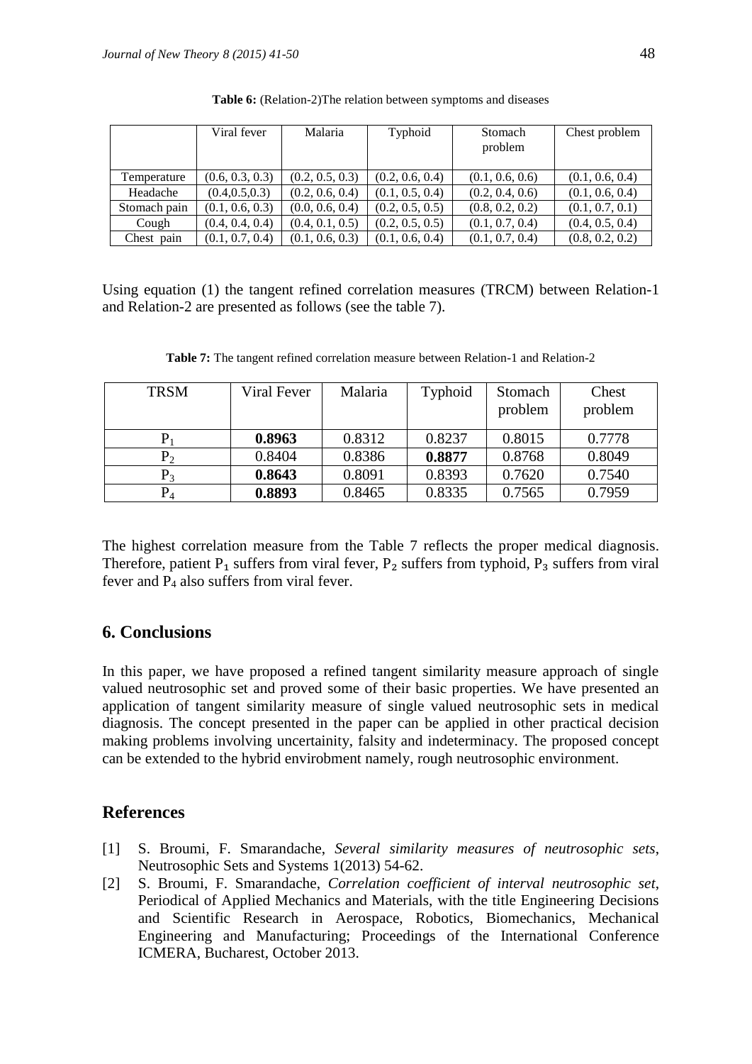**Table 6:** (Relation-2)The relation between symptoms and diseases

| | Viral fever | Malaria | Typhoid | Stomach problem | Chest problem |
|---|---|---|---|---|---|
| Temperature | (0.6, 0.3, 0.3) | (0.2, 0.5, 0.3) | (0.2, 0.6, 0.4) | (0.1, 0.6, 0.6) | (0.1, 0.6, 0.4) |
| Headache | (0.4,0.5,0.3) | (0.2, 0.6, 0.4) | (0.1, 0.5, 0.4) | (0.2, 0.4, 0.6) | (0.1, 0.6, 0.4) |
| Stomach pain | (0.1, 0.6, 0.3) | (0.0, 0.6, 0.4) | (0.2, 0.5, 0.5) | (0.8, 0.2, 0.2) | (0.1, 0.7, 0.1) |
| Cough | (0.4, 0.4, 0.4) | (0.4, 0.1, 0.5) | (0.2, 0.5, 0.5) | (0.1, 0.7, 0.4) | (0.4, 0.5, 0.4) |
| Chest pain | (0.1, 0.7, 0.4) | (0.1, 0.6, 0.3) | (0.1, 0.6, 0.4) | (0.1, 0.7, 0.4) | (0.8, 0.2, 0.2) |

Using equation (1) the tangent refined correlation measures (TRCM) between Relation-1 and Relation-2 are presented as follows (see the table 7).

**Table 7:** The tangent refined correlation measure between Relation-1 and Relation-2

| TRSM | Viral Fever | Malaria | Typhoid | Stomach problem | Chest problem |
|---|---|---|---|---|---|
| $P_1$ | **0.8963** | 0.8312 | 0.8237 | 0.8015 | 0.7778 |
| $P_2$ | 0.8404 | 0.8386 | **0.8877** | 0.8768 | 0.8049 |
| $P_3$ | **0.8643** | 0.8091 | 0.8393 | 0.7620 | 0.7540 |
| $P_4$ | **0.8893** | 0.8465 | 0.8335 | 0.7565 | 0.7959 |

The highest correlation measure from the Table 7 reflects the proper medical diagnosis. Therefore, patient $P_1$ suffers from viral fever, $P_2$ suffers from typhoid, $P_3$ suffers from viral fever and $P_4$ also suffers from viral fever.

## 6. Conclusions

In this paper, we have proposed a refined tangent similarity measure approach of single valued neutrosophic set and proved some of their basic properties. We have presented an application of tangent similarity measure of single valued neutrosophic sets in medical diagnosis. The concept presented in the paper can be applied in other practical decision making problems involving uncertainity, falsity and indeterminacy. The proposed concept can be extended to the hybrid envirobment namely, rough neutrosophic environment.

## References

[1] S. Broumi, F. Smarandache, *Several similarity measures of neutrosophic sets*, Neutrosophic Sets and Systems 1(2013) 54-62.

[2] S. Broumi, F. Smarandache, *Correlation coefficient of interval neutrosophic set*, Periodical of Applied Mechanics and Materials, with the title Engineering Decisions and Scientific Research in Aerospace, Robotics, Biomechanics, Mechanical Engineering and Manufacturing; Proceedings of the International Conference ICMERA, Bucharest, October 2013.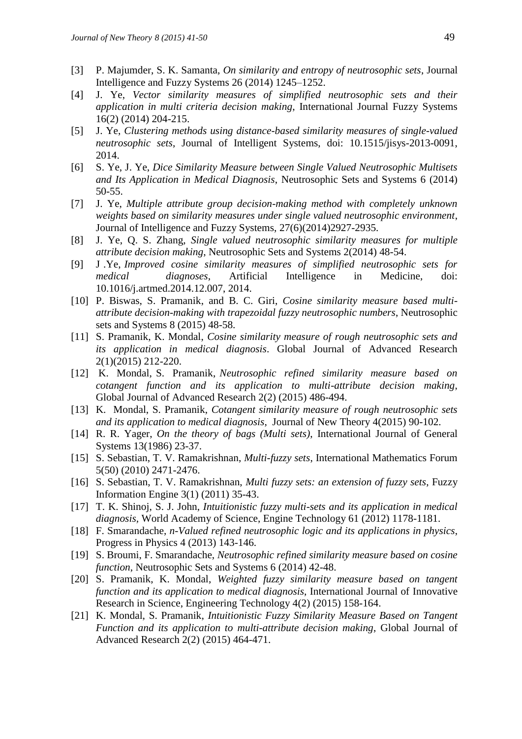[3] P. Majumder, S. K. Samanta, *On similarity and entropy of neutrosophic sets*, Journal Intelligence and Fuzzy Systems 26 (2014) 1245–1252.

[4] J. Ye, *Vector similarity measures of simplified neutrosophic sets and their application in multi criteria decision making*, International Journal Fuzzy Systems 16(2) (2014) 204-215.

[5] J. Ye, *Clustering methods using distance-based similarity measures of single-valued neutrosophic sets*, Journal of Intelligent Systems, doi: 10.1515/jisys-2013-0091, 2014.

[6] S. Ye, J. Ye, *Dice Similarity Measure between Single Valued Neutrosophic Multisets and Its Application in Medical Diagnosis*, Neutrosophic Sets and Systems 6 (2014) 50-55.

[7] J. Ye, *Multiple attribute group decision-making method with completely unknown weights based on similarity measures under single valued neutrosophic environment*, Journal of Intelligence and Fuzzy Systems, 27(6)(2014)2927-2935.

[8] J. Ye, Q. S. Zhang, *Single valued neutrosophic similarity measures for multiple attribute decision making*, Neutrosophic Sets and Systems 2(2014) 48-54.

[9] J .Ye, *Improved cosine similarity measures of simplified neutrosophic sets for medical diagnoses*, Artificial Intelligence in Medicine, doi: 10.1016/j.artmed.2014.12.007, 2014.

[10] P. Biswas, S. Pramanik, and B. C. Giri, *Cosine similarity measure based multi-attribute decision-making with trapezoidal fuzzy neutrosophic numbers*, Neutrosophic sets and Systems 8 (2015) 48-58.

[11] S. Pramanik, K. Mondal, *Cosine similarity measure of rough neutrosophic sets and its application in medical diagnosis*. Global Journal of Advanced Research 2(1)(2015) 212-220.

[12] K. Mondal, S. Pramanik, *Neutrosophic refined similarity measure based on cotangent function and its application to multi-attribute decision making*, Global Journal of Advanced Research 2(2) (2015) 486-494.

[13] K. Mondal, S. Pramanik, *Cotangent similarity measure of rough neutrosophic sets and its application to medical diagnosis*, Journal of New Theory 4(2015) 90-102.

[14] R. R. Yager, *On the theory of bags (Multi sets)*, International Journal of General Systems 13(1986) 23-37.

[15] S. Sebastian, T. V. Ramakrishnan, *Multi-fuzzy sets*, International Mathematics Forum 5(50) (2010) 2471-2476.

[16] S. Sebastian, T. V. Ramakrishnan, *Multi fuzzy sets: an extension of fuzzy sets*, Fuzzy Information Engine 3(1) (2011) 35-43.

[17] T. K. Shinoj, S. J. John, *Intuitionistic fuzzy multi-sets and its application in medical diagnosis*, World Academy of Science, Engine Technology 61 (2012) 1178-1181.

[18] F. Smarandache, *n-Valued refined neutrosophic logic and its applications in physics*, Progress in Physics 4 (2013) 143-146.

[19] S. Broumi, F. Smarandache, *Neutrosophic refined similarity measure based on cosine function*, Neutrosophic Sets and Systems 6 (2014) 42-48.

[20] S. Pramanik, K. Mondal, *Weighted fuzzy similarity measure based on tangent function and its application to medical diagnosis*, International Journal of Innovative Research in Science, Engineering Technology 4(2) (2015) 158-164.

[21] K. Mondal, S. Pramanik, *Intuitionistic Fuzzy Similarity Measure Based on Tangent Function and its application to multi-attribute decision making*, Global Journal of Advanced Research 2(2) (2015) 464-471.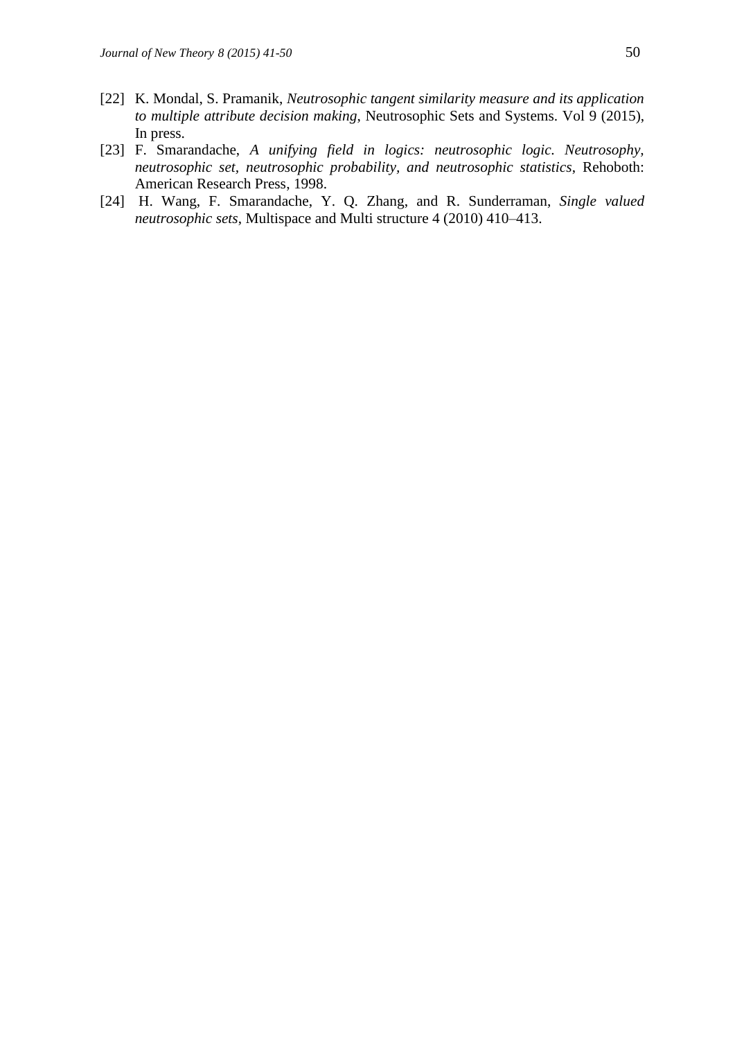[22] K. Mondal, S. Pramanik, *Neutrosophic tangent similarity measure and its application to multiple attribute decision making*, Neutrosophic Sets and Systems. Vol 9 (2015), In press.

[23] F. Smarandache, *A unifying field in logics: neutrosophic logic. Neutrosophy, neutrosophic set, neutrosophic probability, and neutrosophic statistics*, Rehoboth: American Research Press, 1998.

[24] H. Wang, F. Smarandache, Y. Q. Zhang, and R. Sunderraman, *Single valued neutrosophic sets*, Multispace and Multi structure 4 (2010) 410–413.